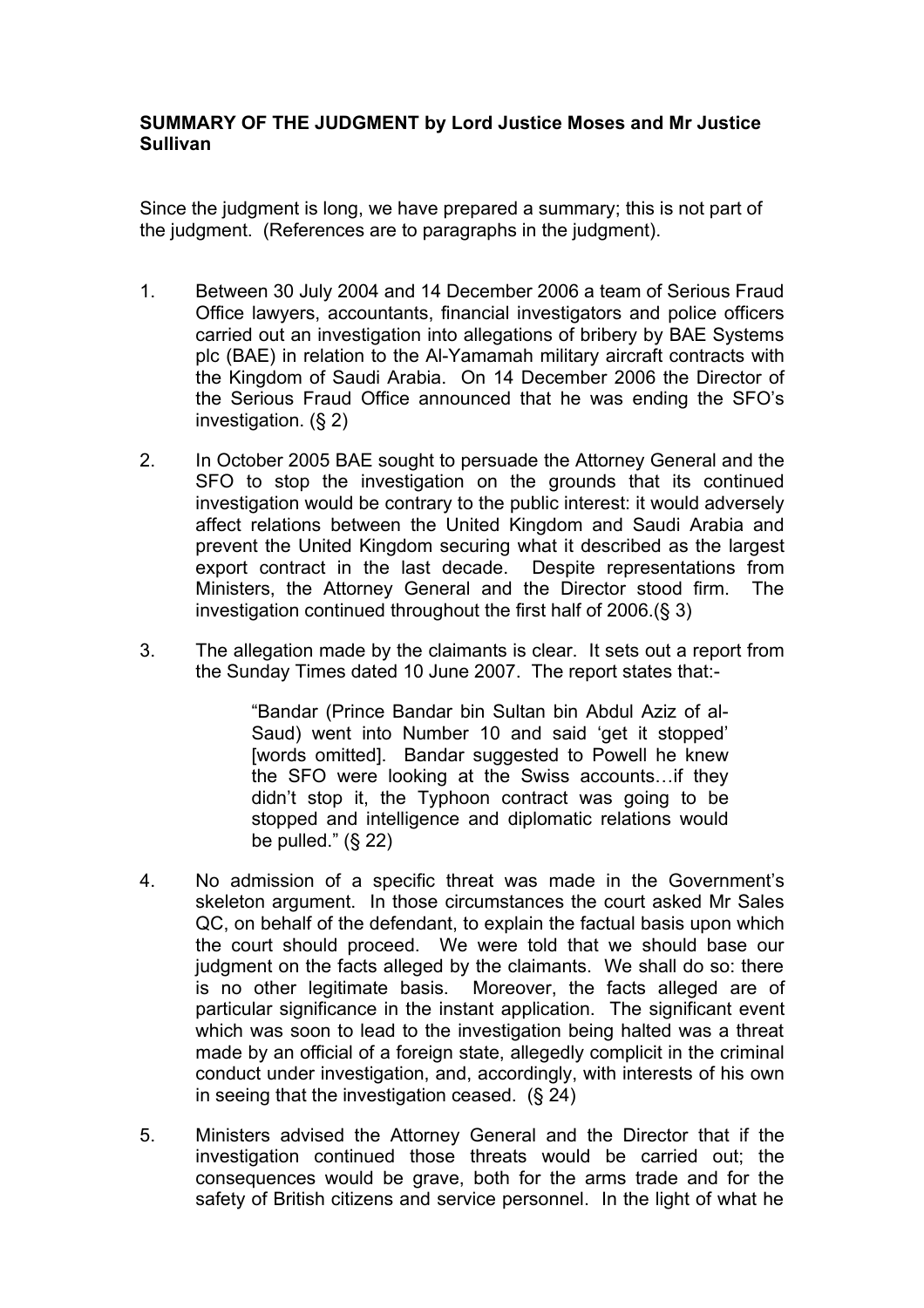**SUMMARY OF THE JUDGMENT by Lord Justice Moses and Mr Justice Sullivan**

Since the judgment is long, we have prepared a summary; this is not part of the judgment. (References are to paragraphs in the judgment).

1. Between 30 July 2004 and 14 December 2006 a team of Serious Fraud Office lawyers, accountants, financial investigators and police officers carried out an investigation into allegations of bribery by BAE Systems plc (BAE) in relation to the Al-Yamamah military aircraft contracts with the Kingdom of Saudi Arabia. On 14 December 2006 the Director of the Serious Fraud Office announced that he was ending the SFO's investigation. (§ 2)

2. In October 2005 BAE sought to persuade the Attorney General and the SFO to stop the investigation on the grounds that its continued investigation would be contrary to the public interest: it would adversely affect relations between the United Kingdom and Saudi Arabia and prevent the United Kingdom securing what it described as the largest export contract in the last decade. Despite representations from Ministers, the Attorney General and the Director stood firm. The investigation continued throughout the first half of 2006.(§ 3)

3. The allegation made by the claimants is clear. It sets out a report from the Sunday Times dated 10 June 2007. The report states that:-

   > "Bandar (Prince Bandar bin Sultan bin Abdul Aziz of al-Saud) went into Number 10 and said 'get it stopped' [words omitted]. Bandar suggested to Powell he knew the SFO were looking at the Swiss accounts…if they didn't stop it, the Typhoon contract was going to be stopped and intelligence and diplomatic relations would be pulled." (§ 22)

4. No admission of a specific threat was made in the Government's skeleton argument. In those circumstances the court asked Mr Sales QC, on behalf of the defendant, to explain the factual basis upon which the court should proceed. We were told that we should base our judgment on the facts alleged by the claimants. We shall do so: there is no other legitimate basis. Moreover, the facts alleged are of particular significance in the instant application. The significant event which was soon to lead to the investigation being halted was a threat made by an official of a foreign state, allegedly complicit in the criminal conduct under investigation, and, accordingly, with interests of his own in seeing that the investigation ceased. (§ 24)

5. Ministers advised the Attorney General and the Director that if the investigation continued those threats would be carried out; the consequences would be grave, both for the arms trade and for the safety of British citizens and service personnel. In the light of what he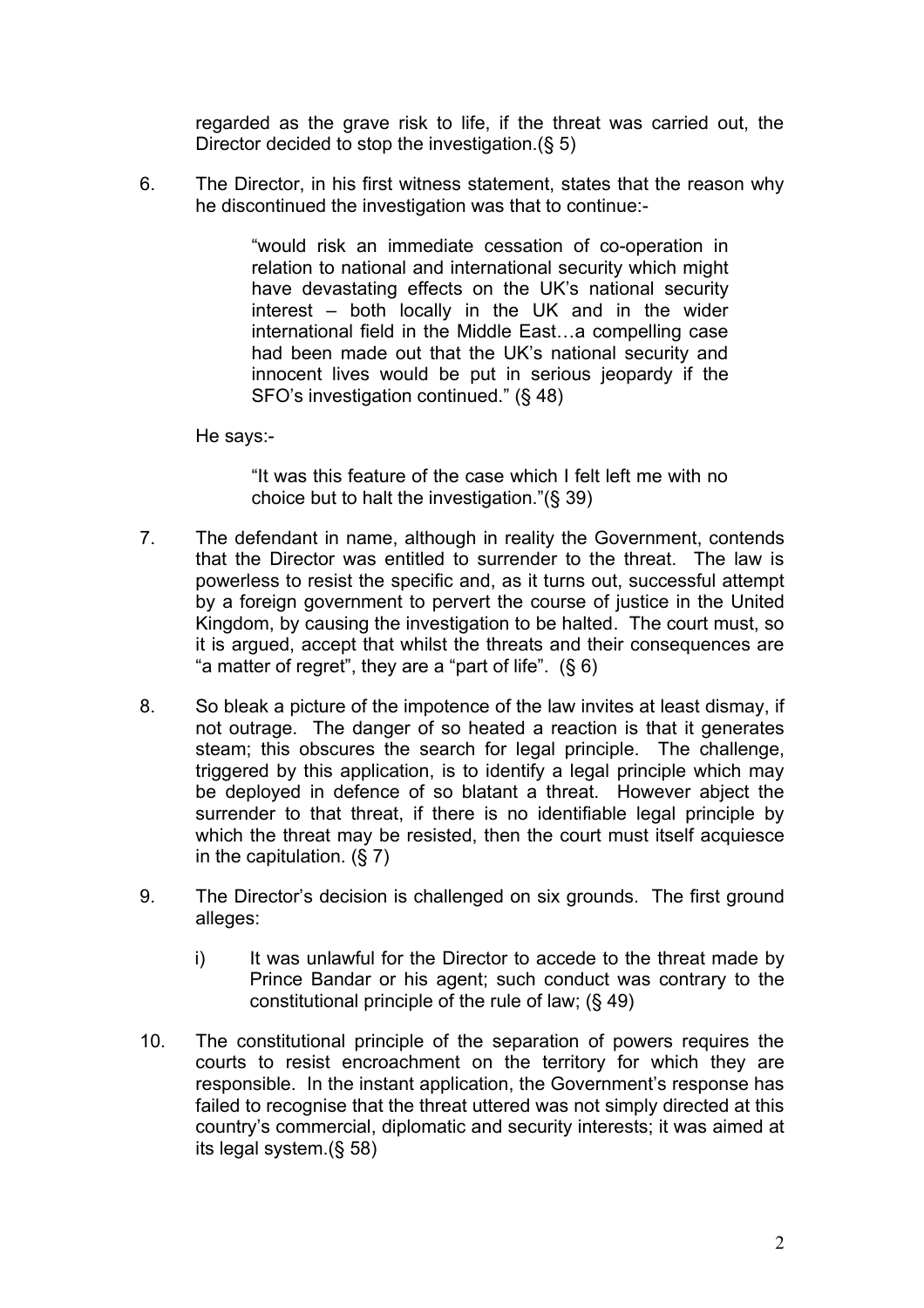regarded as the grave risk to life, if the threat was carried out, the Director decided to stop the investigation.(§ 5)

6. The Director, in his first witness statement, states that the reason why he discontinued the investigation was that to continue:-

   > "would risk an immediate cessation of co-operation in relation to national and international security which might have devastating effects on the UK's national security interest – both locally in the UK and in the wider international field in the Middle East…a compelling case had been made out that the UK's national security and innocent lives would be put in serious jeopardy if the SFO's investigation continued." (§ 48)

   He says:-

   > "It was this feature of the case which I felt left me with no choice but to halt the investigation."(§ 39)

7. The defendant in name, although in reality the Government, contends that the Director was entitled to surrender to the threat. The law is powerless to resist the specific and, as it turns out, successful attempt by a foreign government to pervert the course of justice in the United Kingdom, by causing the investigation to be halted. The court must, so it is argued, accept that whilst the threats and their consequences are "a matter of regret", they are a "part of life". (§ 6)

8. So bleak a picture of the impotence of the law invites at least dismay, if not outrage. The danger of so heated a reaction is that it generates steam; this obscures the search for legal principle. The challenge, triggered by this application, is to identify a legal principle which may be deployed in defence of so blatant a threat. However abject the surrender to that threat, if there is no identifiable legal principle by which the threat may be resisted, then the court must itself acquiesce in the capitulation. (§ 7)

9. The Director's decision is challenged on six grounds. The first ground alleges:

   i) It was unlawful for the Director to accede to the threat made by Prince Bandar or his agent; such conduct was contrary to the constitutional principle of the rule of law; (§ 49)

10. The constitutional principle of the separation of powers requires the courts to resist encroachment on the territory for which they are responsible. In the instant application, the Government's response has failed to recognise that the threat uttered was not simply directed at this country's commercial, diplomatic and security interests; it was aimed at its legal system.(§ 58)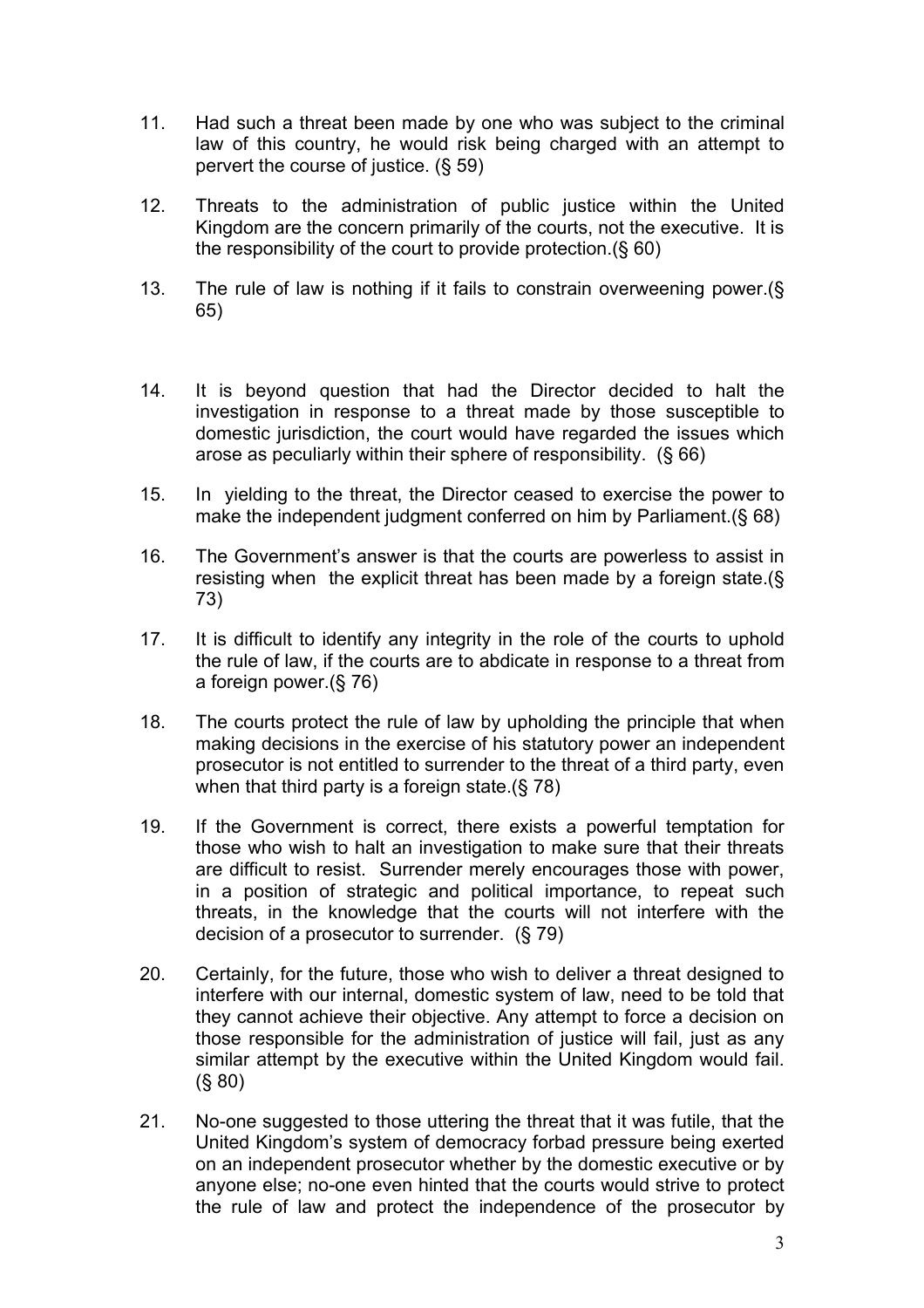11. Had such a threat been made by one who was subject to the criminal law of this country, he would risk being charged with an attempt to pervert the course of justice. (§ 59)

12. Threats to the administration of public justice within the United Kingdom are the concern primarily of the courts, not the executive. It is the responsibility of the court to provide protection.(§ 60)

13. The rule of law is nothing if it fails to constrain overweening power.(§ 65)

14. It is beyond question that had the Director decided to halt the investigation in response to a threat made by those susceptible to domestic jurisdiction, the court would have regarded the issues which arose as peculiarly within their sphere of responsibility. (§ 66)

15. In yielding to the threat, the Director ceased to exercise the power to make the independent judgment conferred on him by Parliament.(§ 68)

16. The Government's answer is that the courts are powerless to assist in resisting when the explicit threat has been made by a foreign state.(§ 73)

17. It is difficult to identify any integrity in the role of the courts to uphold the rule of law, if the courts are to abdicate in response to a threat from a foreign power.(§ 76)

18. The courts protect the rule of law by upholding the principle that when making decisions in the exercise of his statutory power an independent prosecutor is not entitled to surrender to the threat of a third party, even when that third party is a foreign state.(§ 78)

19. If the Government is correct, there exists a powerful temptation for those who wish to halt an investigation to make sure that their threats are difficult to resist. Surrender merely encourages those with power, in a position of strategic and political importance, to repeat such threats, in the knowledge that the courts will not interfere with the decision of a prosecutor to surrender. (§ 79)

20. Certainly, for the future, those who wish to deliver a threat designed to interfere with our internal, domestic system of law, need to be told that they cannot achieve their objective. Any attempt to force a decision on those responsible for the administration of justice will fail, just as any similar attempt by the executive within the United Kingdom would fail. (§ 80)

21. No-one suggested to those uttering the threat that it was futile, that the United Kingdom's system of democracy forbad pressure being exerted on an independent prosecutor whether by the domestic executive or by anyone else; no-one even hinted that the courts would strive to protect the rule of law and protect the independence of the prosecutor by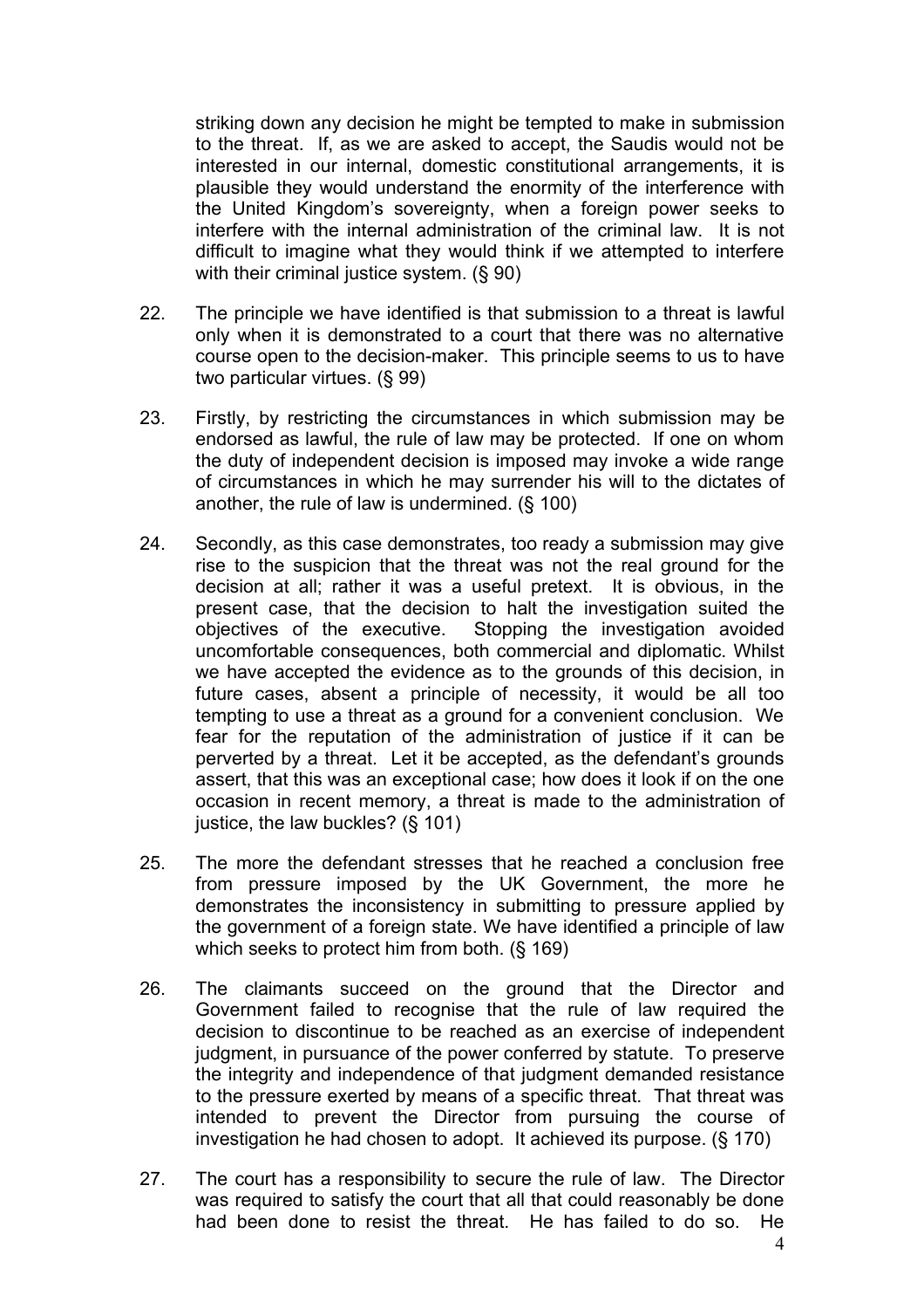striking down any decision he might be tempted to make in submission to the threat. If, as we are asked to accept, the Saudis would not be interested in our internal, domestic constitutional arrangements, it is plausible they would understand the enormity of the interference with the United Kingdom's sovereignty, when a foreign power seeks to interfere with the internal administration of the criminal law. It is not difficult to imagine what they would think if we attempted to interfere with their criminal justice system. (§ 90)

22. The principle we have identified is that submission to a threat is lawful only when it is demonstrated to a court that there was no alternative course open to the decision-maker. This principle seems to us to have two particular virtues. (§ 99)

23. Firstly, by restricting the circumstances in which submission may be endorsed as lawful, the rule of law may be protected. If one on whom the duty of independent decision is imposed may invoke a wide range of circumstances in which he may surrender his will to the dictates of another, the rule of law is undermined. (§ 100)

24. Secondly, as this case demonstrates, too ready a submission may give rise to the suspicion that the threat was not the real ground for the decision at all; rather it was a useful pretext. It is obvious, in the present case, that the decision to halt the investigation suited the objectives of the executive. Stopping the investigation avoided uncomfortable consequences, both commercial and diplomatic. Whilst we have accepted the evidence as to the grounds of this decision, in future cases, absent a principle of necessity, it would be all too tempting to use a threat as a ground for a convenient conclusion. We fear for the reputation of the administration of justice if it can be perverted by a threat. Let it be accepted, as the defendant's grounds assert, that this was an exceptional case; how does it look if on the one occasion in recent memory, a threat is made to the administration of justice, the law buckles? (§ 101)

25. The more the defendant stresses that he reached a conclusion free from pressure imposed by the UK Government, the more he demonstrates the inconsistency in submitting to pressure applied by the government of a foreign state. We have identified a principle of law which seeks to protect him from both. (§ 169)

26. The claimants succeed on the ground that the Director and Government failed to recognise that the rule of law required the decision to discontinue to be reached as an exercise of independent judgment, in pursuance of the power conferred by statute. To preserve the integrity and independence of that judgment demanded resistance to the pressure exerted by means of a specific threat. That threat was intended to prevent the Director from pursuing the course of investigation he had chosen to adopt. It achieved its purpose. (§ 170)

27. The court has a responsibility to secure the rule of law. The Director was required to satisfy the court that all that could reasonably be done had been done to resist the threat. He has failed to do so. He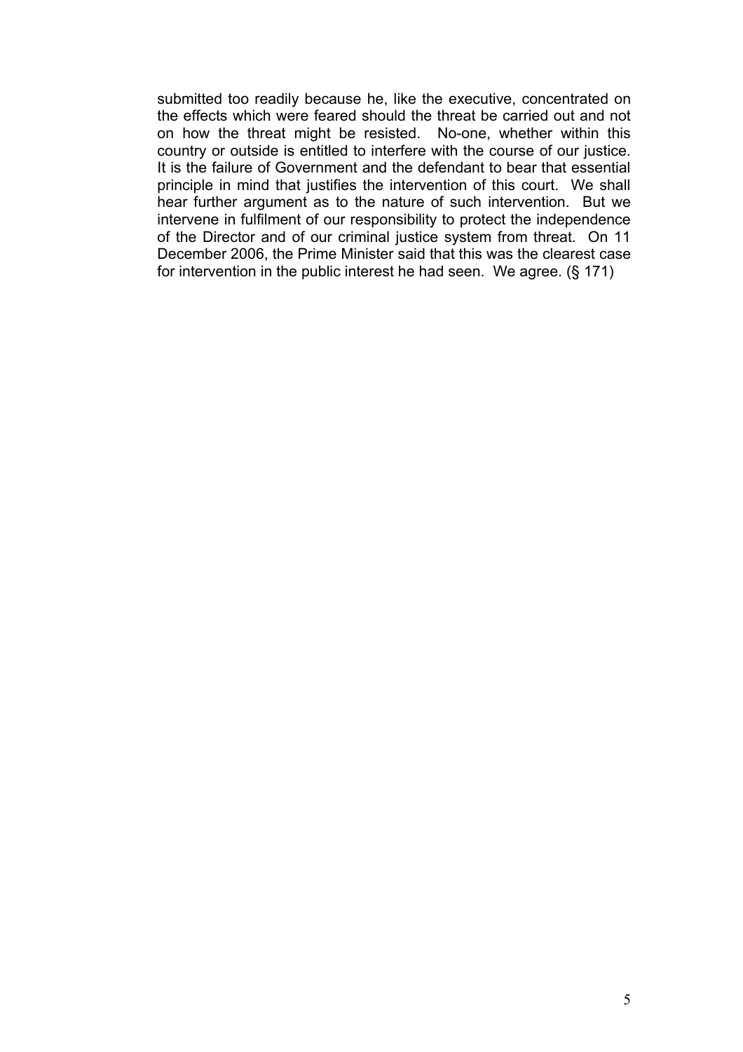submitted too readily because he, like the executive, concentrated on the effects which were feared should the threat be carried out and not on how the threat might be resisted. No-one, whether within this country or outside is entitled to interfere with the course of our justice. It is the failure of Government and the defendant to bear that essential principle in mind that justifies the intervention of this court. We shall hear further argument as to the nature of such intervention. But we intervene in fulfilment of our responsibility to protect the independence of the Director and of our criminal justice system from threat. On 11 December 2006, the Prime Minister said that this was the clearest case for intervention in the public interest he had seen. We agree. (§ 171)